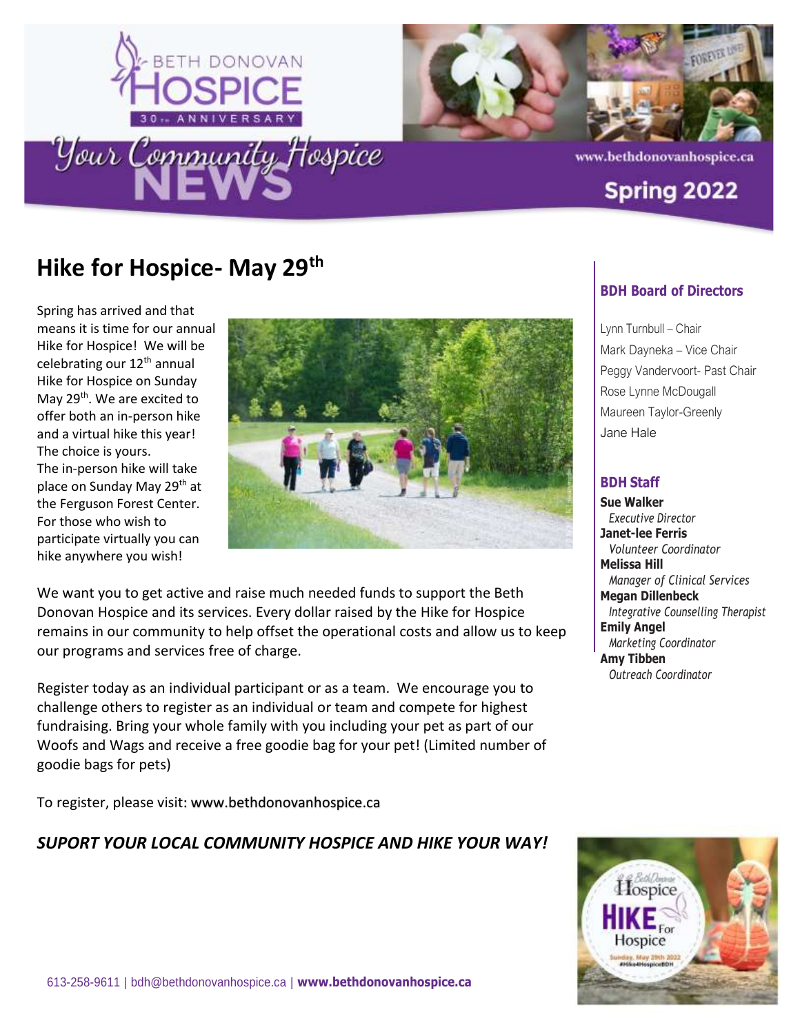BETH DONOVAN HOSPICE

30th ANNIVERSARY

Your Community Hospice NEWS

www.bethdonovanhospice.ca

Spring 2022

## Hike for Hospice- May 29th

Spring has arrived and that means it is time for our annual Hike for Hospice! We will be celebrating our 12th annual Hike for Hospice on Sunday May 29th. We are excited to offer both an in-person hike and a virtual hike this year! The choice is yours.
The in-person hike will take place on Sunday May 29th at the Ferguson Forest Center. For those who wish to participate virtually you can hike anywhere you wish!

We want you to get active and raise much needed funds to support the Beth Donovan Hospice and its services. Every dollar raised by the Hike for Hospice remains in our community to help offset the operational costs and allow us to keep our programs and services free of charge.

Register today as an individual participant or as a team. We encourage you to challenge others to register as an individual or team and compete for highest fundraising. Bring your whole family with you including your pet as part of our Woofs and Wags and receive a free goodie bag for your pet! (Limited number of goodie bags for pets)

To register, please visit: www.bethdonovanhospice.ca

***SUPORT YOUR LOCAL COMMUNITY HOSPICE AND HIKE YOUR WAY!***

### BDH Board of Directors

Lynn Turnbull – Chair
Mark Dayneka – Vice Chair
Peggy Vandervoort- Past Chair
Rose Lynne McDougall
Maureen Taylor-Greenly
Jane Hale

### BDH Staff

**Sue Walker**
*Executive Director*
**Janet-lee Ferris**
*Volunteer Coordinator*
**Melissa Hill**
*Manager of Clinical Services*
**Megan Dillenbeck**
*Integrative Counselling Therapist*
**Emily Angel**
*Marketing Coordinator*
**Amy Tibben**
*Outreach Coordinator*

613-258-9611 | bdh@bethdonovanhospice.ca | **www.bethdonovanhospice.ca**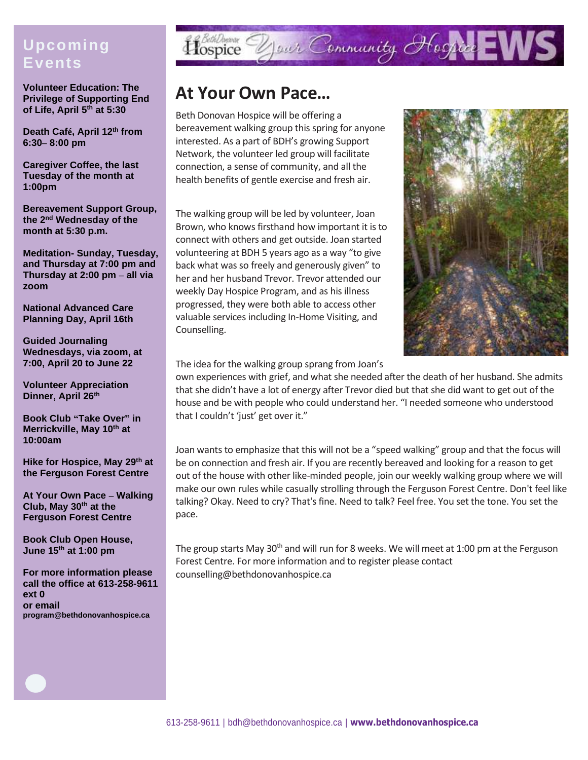## Upcoming Events

**Volunteer Education: The Privilege of Supporting End of Life, April 5th at 5:30**

**Death Café, April 12th from 6:30– 8:00 pm**

**Caregiver Coffee, the last Tuesday of the month at 1:00pm**

**Bereavement Support Group, the 2nd Wednesday of the month at 5:30 p.m.**

**Meditation- Sunday, Tuesday, and Thursday at 7:00 pm and Thursday at 2:00 pm – all via zoom**

**National Advanced Care Planning Day, April 16th**

**Guided Journaling Wednesdays, via zoom, at 7:00, April 20 to June 22**

**Volunteer Appreciation Dinner, April 26th**

**Book Club "Take Over" in Merrickville, May 10th at 10:00am**

**Hike for Hospice, May 29th at the Ferguson Forest Centre**

**At Your Own Pace – Walking Club, May 30th at the Ferguson Forest Centre**

**Book Club Open House, June 15th at 1:00 pm**

**For more information please call the office at 613-258-9611 ext 0 or email program@bethdonovanhospice.ca**

# Your Community Hospice NEWS

## At Your Own Pace…

Beth Donovan Hospice will be offering a bereavement walking group this spring for anyone interested. As a part of BDH's growing Support Network, the volunteer led group will facilitate connection, a sense of community, and all the health benefits of gentle exercise and fresh air.

The walking group will be led by volunteer, Joan Brown, who knows firsthand how important it is to connect with others and get outside. Joan started volunteering at BDH 5 years ago as a way "to give back what was so freely and generously given" to her and her husband Trevor. Trevor attended our weekly Day Hospice Program, and as his illness progressed, they were both able to access other valuable services including In-Home Visiting, and Counselling.

The idea for the walking group sprang from Joan's own experiences with grief, and what she needed after the death of her husband. She admits that she didn't have a lot of energy after Trevor died but that she did want to get out of the house and be with people who could understand her. "I needed someone who understood that I couldn't 'just' get over it."

Joan wants to emphasize that this will not be a "speed walking" group and that the focus will be on connection and fresh air. If you are recently bereaved and looking for a reason to get out of the house with other like-minded people, join our weekly walking group where we will make our own rules while casually strolling through the Ferguson Forest Centre. Don't feel like talking? Okay. Need to cry? That's fine. Need to talk? Feel free. You set the tone. You set the pace.

The group starts May 30th and will run for 8 weeks. We will meet at 1:00 pm at the Ferguson Forest Centre. For more information and to register please contact counselling@bethdonovanhospice.ca

613-258-9611 | bdh@bethdonovanhospice.ca | **www.bethdonovanhospice.ca**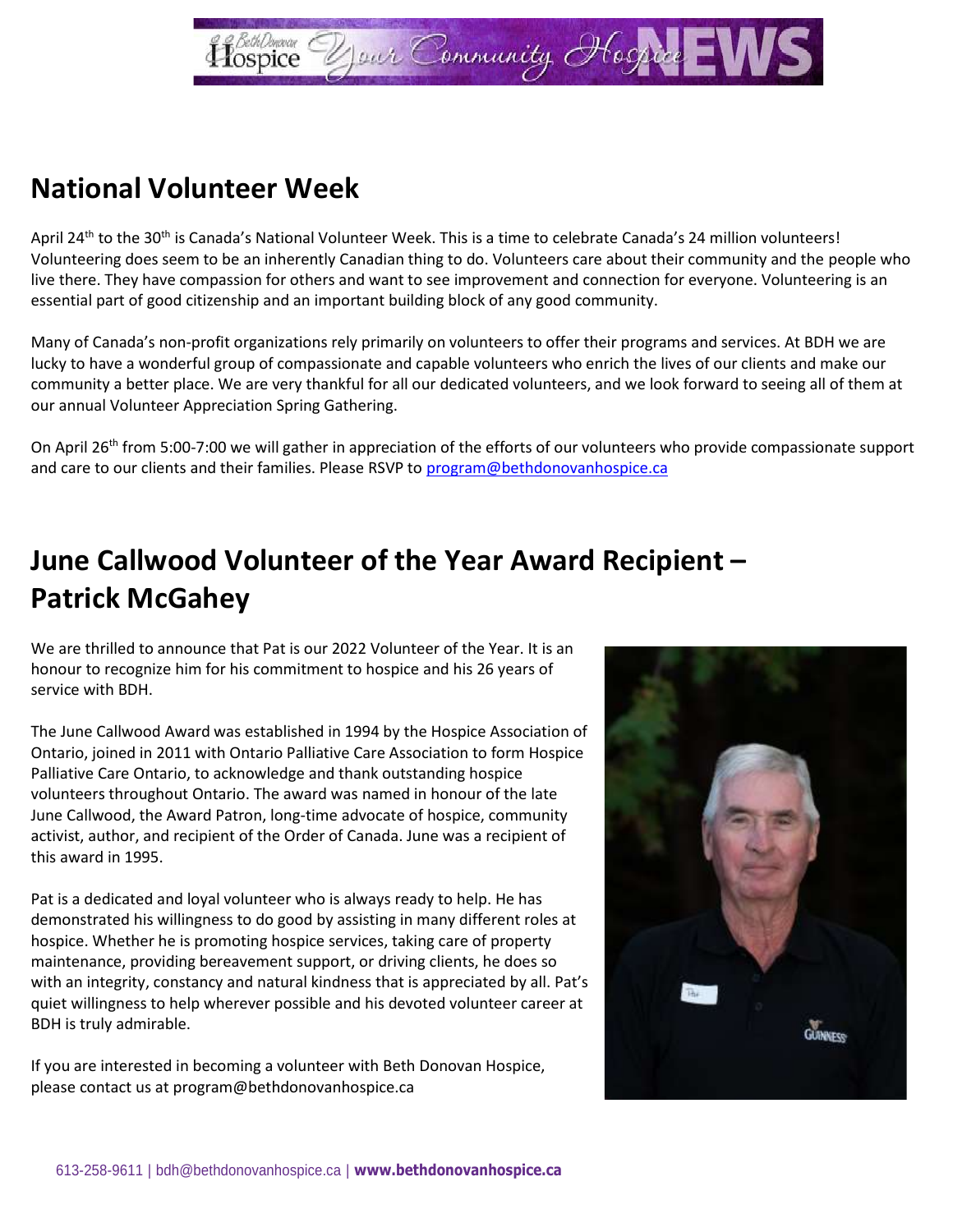## National Volunteer Week

April 24th to the 30th is Canada's National Volunteer Week. This is a time to celebrate Canada's 24 million volunteers! Volunteering does seem to be an inherently Canadian thing to do. Volunteers care about their community and the people who live there. They have compassion for others and want to see improvement and connection for everyone. Volunteering is an essential part of good citizenship and an important building block of any good community.

Many of Canada's non-profit organizations rely primarily on volunteers to offer their programs and services. At BDH we are lucky to have a wonderful group of compassionate and capable volunteers who enrich the lives of our clients and make our community a better place. We are very thankful for all our dedicated volunteers, and we look forward to seeing all of them at our annual Volunteer Appreciation Spring Gathering.

On April 26th from 5:00-7:00 we will gather in appreciation of the efforts of our volunteers who provide compassionate support and care to our clients and their families. Please RSVP to program@bethdonovanhospice.ca

## June Callwood Volunteer of the Year Award Recipient – Patrick McGahey

We are thrilled to announce that Pat is our 2022 Volunteer of the Year. It is an honour to recognize him for his commitment to hospice and his 26 years of service with BDH.

The June Callwood Award was established in 1994 by the Hospice Association of Ontario, joined in 2011 with Ontario Palliative Care Association to form Hospice Palliative Care Ontario, to acknowledge and thank outstanding hospice volunteers throughout Ontario. The award was named in honour of the late June Callwood, the Award Patron, long-time advocate of hospice, community activist, author, and recipient of the Order of Canada. June was a recipient of this award in 1995.

Pat is a dedicated and loyal volunteer who is always ready to help. He has demonstrated his willingness to do good by assisting in many different roles at hospice. Whether he is promoting hospice services, taking care of property maintenance, providing bereavement support, or driving clients, he does so with an integrity, constancy and natural kindness that is appreciated by all. Pat's quiet willingness to help wherever possible and his devoted volunteer career at BDH is truly admirable.

If you are interested in becoming a volunteer with Beth Donovan Hospice, please contact us at program@bethdonovanhospice.ca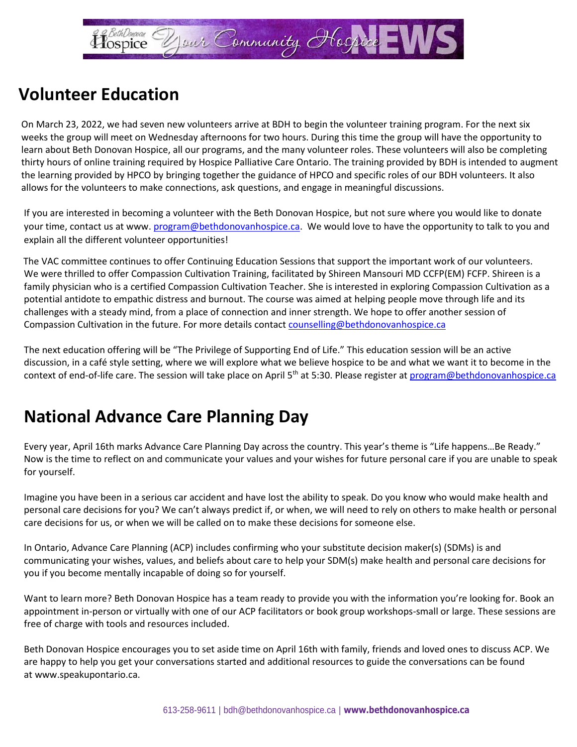## Volunteer Education

On March 23, 2022, we had seven new volunteers arrive at BDH to begin the volunteer training program. For the next six weeks the group will meet on Wednesday afternoons for two hours. During this time the group will have the opportunity to learn about Beth Donovan Hospice, all our programs, and the many volunteer roles. These volunteers will also be completing thirty hours of online training required by Hospice Palliative Care Ontario. The training provided by BDH is intended to augment the learning provided by HPCO by bringing together the guidance of HPCO and specific roles of our BDH volunteers. It also allows for the volunteers to make connections, ask questions, and engage in meaningful discussions.

If you are interested in becoming a volunteer with the Beth Donovan Hospice, but not sure where you would like to donate your time, contact us at www. program@bethdonovanhospice.ca. We would love to have the opportunity to talk to you and explain all the different volunteer opportunities!

The VAC committee continues to offer Continuing Education Sessions that support the important work of our volunteers. We were thrilled to offer Compassion Cultivation Training, facilitated by Shireen Mansouri MD CCFP(EM) FCFP. Shireen is a family physician who is a certified Compassion Cultivation Teacher. She is interested in exploring Compassion Cultivation as a potential antidote to empathic distress and burnout. The course was aimed at helping people move through life and its challenges with a steady mind, from a place of connection and inner strength. We hope to offer another session of Compassion Cultivation in the future. For more details contact counselling@bethdonovanhospice.ca

The next education offering will be "The Privilege of Supporting End of Life." This education session will be an active discussion, in a café style setting, where we will explore what we believe hospice to be and what we want it to become in the context of end-of-life care. The session will take place on April 5th at 5:30. Please register at program@bethdonovanhospice.ca

## National Advance Care Planning Day

Every year, April 16th marks Advance Care Planning Day across the country. This year's theme is "Life happens…Be Ready." Now is the time to reflect on and communicate your values and your wishes for future personal care if you are unable to speak for yourself.

Imagine you have been in a serious car accident and have lost the ability to speak. Do you know who would make health and personal care decisions for you? We can't always predict if, or when, we will need to rely on others to make health or personal care decisions for us, or when we will be called on to make these decisions for someone else.

In Ontario, Advance Care Planning (ACP) includes confirming who your substitute decision maker(s) (SDMs) is and communicating your wishes, values, and beliefs about care to help your SDM(s) make health and personal care decisions for you if you become mentally incapable of doing so for yourself.

Want to learn more? Beth Donovan Hospice has a team ready to provide you with the information you're looking for. Book an appointment in-person or virtually with one of our ACP facilitators or book group workshops-small or large. These sessions are free of charge with tools and resources included.

Beth Donovan Hospice encourages you to set aside time on April 16th with family, friends and loved ones to discuss ACP. We are happy to help you get your conversations started and additional resources to guide the conversations can be found at www.speakupontario.ca.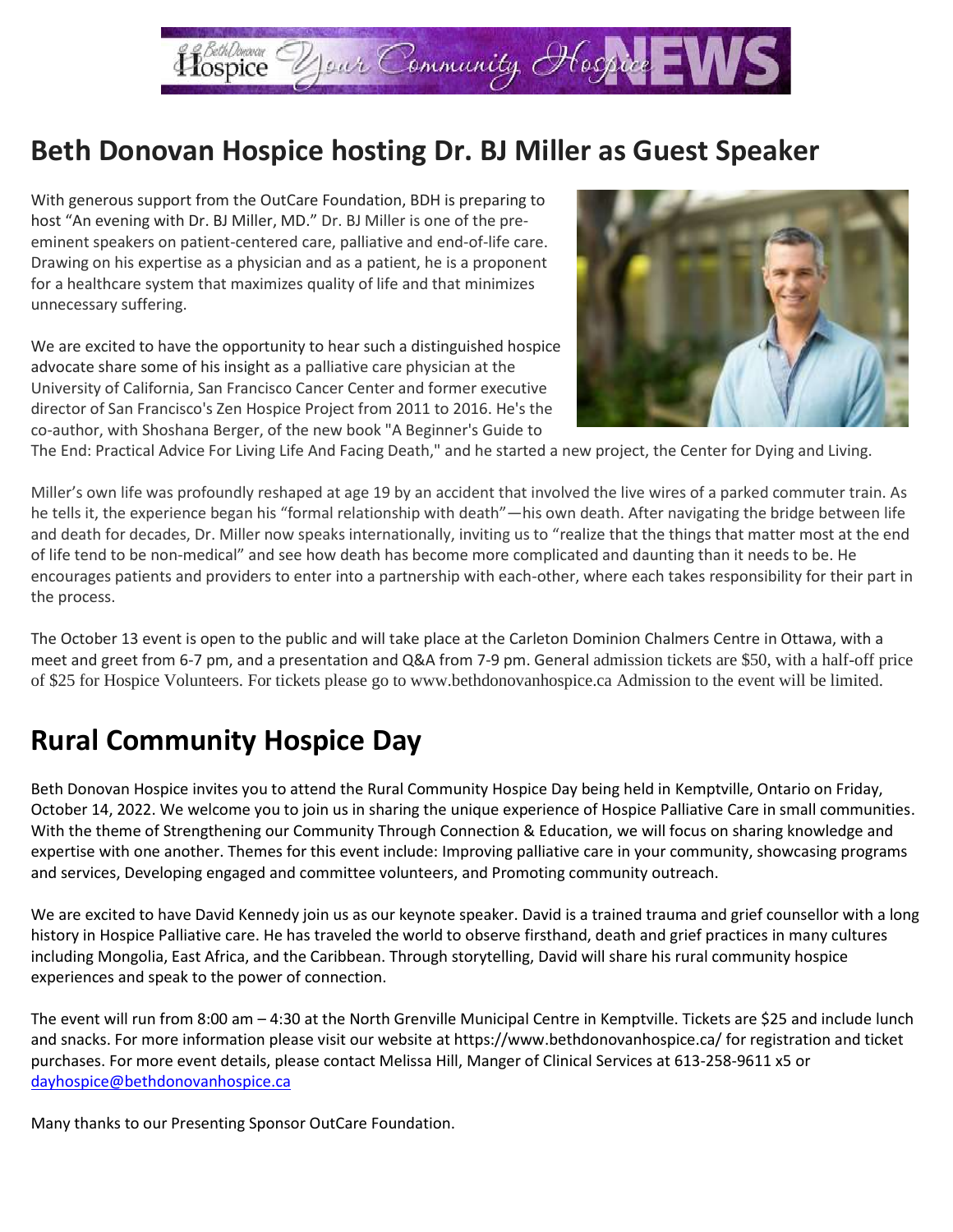## Beth Donovan Hospice hosting Dr. BJ Miller as Guest Speaker

With generous support from the OutCare Foundation, BDH is preparing to host "An evening with Dr. BJ Miller, MD." Dr. BJ Miller is one of the pre-eminent speakers on patient-centered care, palliative and end-of-life care. Drawing on his expertise as a physician and as a patient, he is a proponent for a healthcare system that maximizes quality of life and that minimizes unnecessary suffering.

We are excited to have the opportunity to hear such a distinguished hospice advocate share some of his insight as a palliative care physician at the University of California, San Francisco Cancer Center and former executive director of San Francisco's Zen Hospice Project from 2011 to 2016. He's the co-author, with Shoshana Berger, of the new book "A Beginner's Guide to The End: Practical Advice For Living Life And Facing Death," and he started a new project, the Center for Dying and Living.

Miller's own life was profoundly reshaped at age 19 by an accident that involved the live wires of a parked commuter train. As he tells it, the experience began his "formal relationship with death"—his own death. After navigating the bridge between life and death for decades, Dr. Miller now speaks internationally, inviting us to "realize that the things that matter most at the end of life tend to be non-medical" and see how death has become more complicated and daunting than it needs to be. He encourages patients and providers to enter into a partnership with each-other, where each takes responsibility for their part in the process.

The October 13 event is open to the public and will take place at the Carleton Dominion Chalmers Centre in Ottawa, with a meet and greet from 6-7 pm, and a presentation and Q&A from 7-9 pm. General admission tickets are $50, with a half-off price of $25 for Hospice Volunteers. For tickets please go to www.bethdonovanhospice.ca Admission to the event will be limited.

## Rural Community Hospice Day

Beth Donovan Hospice invites you to attend the Rural Community Hospice Day being held in Kemptville, Ontario on Friday, October 14, 2022. We welcome you to join us in sharing the unique experience of Hospice Palliative Care in small communities. With the theme of Strengthening our Community Through Connection & Education, we will focus on sharing knowledge and expertise with one another. Themes for this event include: Improving palliative care in your community, showcasing programs and services, Developing engaged and committee volunteers, and Promoting community outreach.

We are excited to have David Kennedy join us as our keynote speaker. David is a trained trauma and grief counsellor with a long history in Hospice Palliative care. He has traveled the world to observe firsthand, death and grief practices in many cultures including Mongolia, East Africa, and the Caribbean. Through storytelling, David will share his rural community hospice experiences and speak to the power of connection.

The event will run from 8:00 am – 4:30 at the North Grenville Municipal Centre in Kemptville. Tickets are $25 and include lunch and snacks. For more information please visit our website at https://www.bethdonovanhospice.ca/ for registration and ticket purchases. For more event details, please contact Melissa Hill, Manger of Clinical Services at 613-258-9611 x5 or dayhospice@bethdonovanhospice.ca

Many thanks to our Presenting Sponsor OutCare Foundation.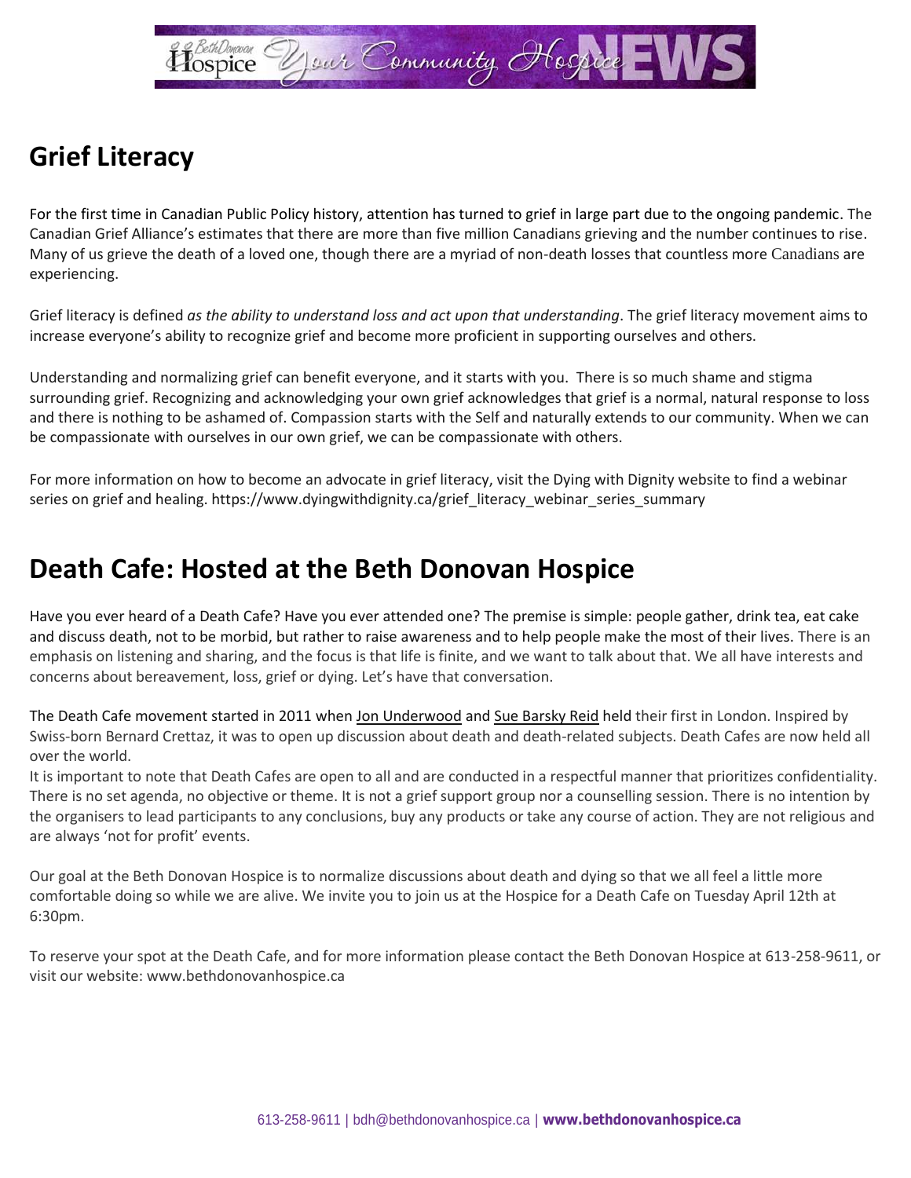## Grief Literacy

For the first time in Canadian Public Policy history, attention has turned to grief in large part due to the ongoing pandemic. The Canadian Grief Alliance's estimates that there are more than five million Canadians grieving and the number continues to rise. Many of us grieve the death of a loved one, though there are a myriad of non-death losses that countless more Canadians are experiencing.

Grief literacy is defined *as the ability to understand loss and act upon that understanding*. The grief literacy movement aims to increase everyone's ability to recognize grief and become more proficient in supporting ourselves and others.

Understanding and normalizing grief can benefit everyone, and it starts with you. There is so much shame and stigma surrounding grief. Recognizing and acknowledging your own grief acknowledges that grief is a normal, natural response to loss and there is nothing to be ashamed of. Compassion starts with the Self and naturally extends to our community. When we can be compassionate with ourselves in our own grief, we can be compassionate with others.

For more information on how to become an advocate in grief literacy, visit the Dying with Dignity website to find a webinar series on grief and healing. https://www.dyingwithdignity.ca/grief_literacy_webinar_series_summary

## Death Cafe: Hosted at the Beth Donovan Hospice

Have you ever heard of a Death Cafe? Have you ever attended one? The premise is simple: people gather, drink tea, eat cake and discuss death, not to be morbid, but rather to raise awareness and to help people make the most of their lives. There is an emphasis on listening and sharing, and the focus is that life is finite, and we want to talk about that. We all have interests and concerns about bereavement, loss, grief or dying. Let's have that conversation.

The Death Cafe movement started in 2011 when Jon Underwood and Sue Barsky Reid held their first in London. Inspired by Swiss-born Bernard Crettaz, it was to open up discussion about death and death-related subjects. Death Cafes are now held all over the world.

It is important to note that Death Cafes are open to all and are conducted in a respectful manner that prioritizes confidentiality. There is no set agenda, no objective or theme. It is not a grief support group nor a counselling session. There is no intention by the organisers to lead participants to any conclusions, buy any products or take any course of action. They are not religious and are always 'not for profit' events.

Our goal at the Beth Donovan Hospice is to normalize discussions about death and dying so that we all feel a little more comfortable doing so while we are alive. We invite you to join us at the Hospice for a Death Cafe on Tuesday April 12th at 6:30pm.

To reserve your spot at the Death Cafe, and for more information please contact the Beth Donovan Hospice at 613-258-9611, or visit our website: www.bethdonovanhospice.ca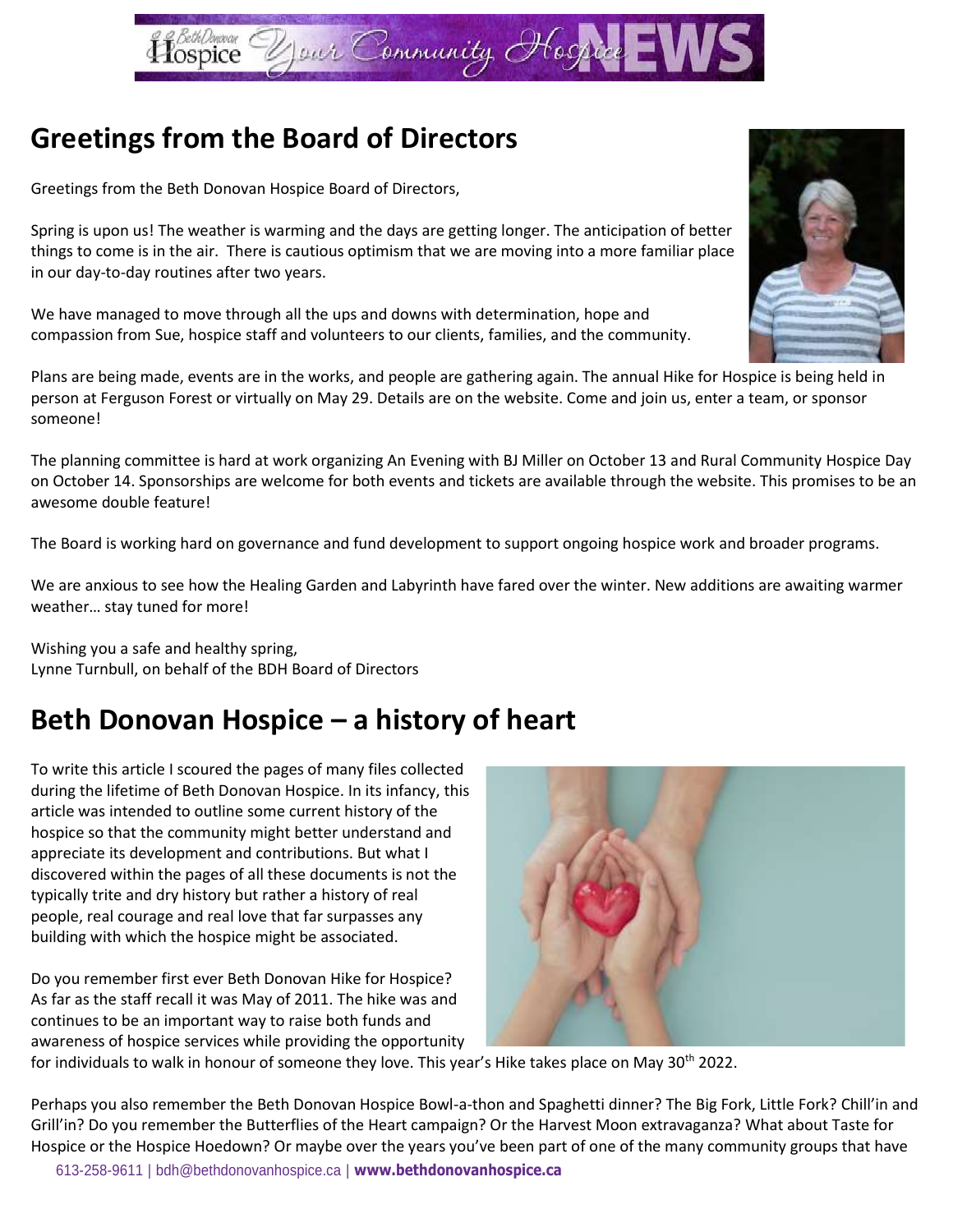## Greetings from the Board of Directors

Greetings from the Beth Donovan Hospice Board of Directors,

Spring is upon us! The weather is warming and the days are getting longer. The anticipation of better things to come is in the air. There is cautious optimism that we are moving into a more familiar place in our day-to-day routines after two years.

We have managed to move through all the ups and downs with determination, hope and compassion from Sue, hospice staff and volunteers to our clients, families, and the community.

Plans are being made, events are in the works, and people are gathering again. The annual Hike for Hospice is being held in person at Ferguson Forest or virtually on May 29. Details are on the website. Come and join us, enter a team, or sponsor someone!

The planning committee is hard at work organizing An Evening with BJ Miller on October 13 and Rural Community Hospice Day on October 14. Sponsorships are welcome for both events and tickets are available through the website. This promises to be an awesome double feature!

The Board is working hard on governance and fund development to support ongoing hospice work and broader programs.

We are anxious to see how the Healing Garden and Labyrinth have fared over the winter. New additions are awaiting warmer weather… stay tuned for more!

Wishing you a safe and healthy spring,
Lynne Turnbull, on behalf of the BDH Board of Directors

## Beth Donovan Hospice – a history of heart

To write this article I scoured the pages of many files collected during the lifetime of Beth Donovan Hospice. In its infancy, this article was intended to outline some current history of the hospice so that the community might better understand and appreciate its development and contributions. But what I discovered within the pages of all these documents is not the typically trite and dry history but rather a history of real people, real courage and real love that far surpasses any building with which the hospice might be associated.

Do you remember first ever Beth Donovan Hike for Hospice? As far as the staff recall it was May of 2011. The hike was and continues to be an important way to raise both funds and awareness of hospice services while providing the opportunity for individuals to walk in honour of someone they love. This year's Hike takes place on May 30th 2022.

Perhaps you also remember the Beth Donovan Hospice Bowl-a-thon and Spaghetti dinner? The Big Fork, Little Fork? Chill'in and Grill'in? Do you remember the Butterflies of the Heart campaign? Or the Harvest Moon extravaganza? What about Taste for Hospice or the Hospice Hoedown? Or maybe over the years you've been part of one of the many community groups that have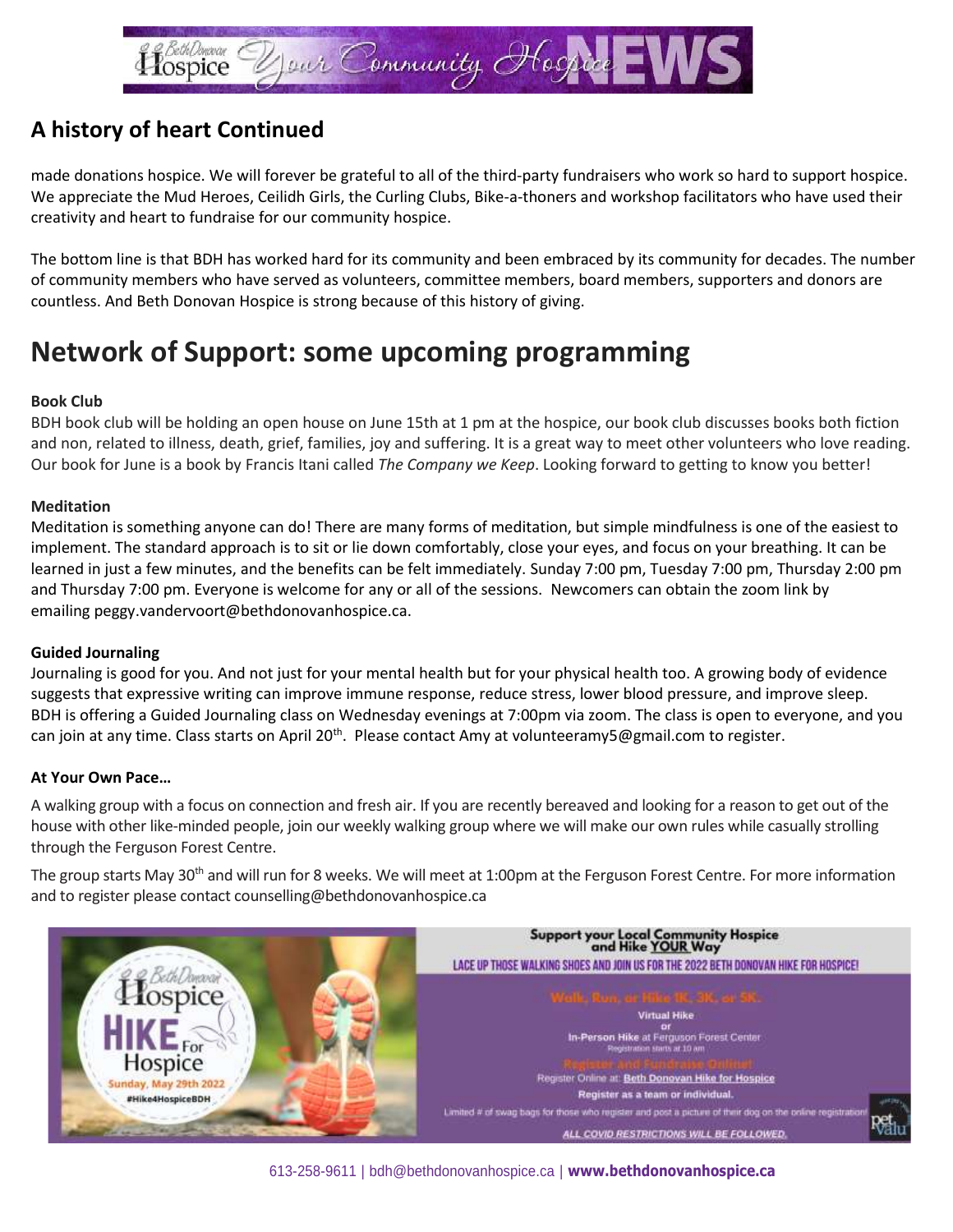## A history of heart Continued

made donations hospice. We will forever be grateful to all of the third-party fundraisers who work so hard to support hospice. We appreciate the Mud Heroes, Ceilidh Girls, the Curling Clubs, Bike-a-thoners and workshop facilitators who have used their creativity and heart to fundraise for our community hospice.

The bottom line is that BDH has worked hard for its community and been embraced by its community for decades. The number of community members who have served as volunteers, committee members, board members, supporters and donors are countless. And Beth Donovan Hospice is strong because of this history of giving.

# Network of Support: some upcoming programming

**Book Club**

BDH book club will be holding an open house on June 15th at 1 pm at the hospice, our book club discusses books both fiction and non, related to illness, death, grief, families, joy and suffering. It is a great way to meet other volunteers who love reading. Our book for June is a book by Francis Itani called *The Company we Keep*. Looking forward to getting to know you better!

**Meditation**

Meditation is something anyone can do! There are many forms of meditation, but simple mindfulness is one of the easiest to implement. The standard approach is to sit or lie down comfortably, close your eyes, and focus on your breathing. It can be learned in just a few minutes, and the benefits can be felt immediately. Sunday 7:00 pm, Tuesday 7:00 pm, Thursday 2:00 pm and Thursday 7:00 pm. Everyone is welcome for any or all of the sessions. Newcomers can obtain the zoom link by emailing peggy.vandervoort@bethdonovanhospice.ca.

**Guided Journaling**

Journaling is good for you. And not just for your mental health but for your physical health too. A growing body of evidence suggests that expressive writing can improve immune response, reduce stress, lower blood pressure, and improve sleep. BDH is offering a Guided Journaling class on Wednesday evenings at 7:00pm via zoom. The class is open to everyone, and you can join at any time. Class starts on April 20th. Please contact Amy at volunteeramy5@gmail.com to register.

**At Your Own Pace…**

A walking group with a focus on connection and fresh air. If you are recently bereaved and looking for a reason to get out of the house with other like-minded people, join our weekly walking group where we will make our own rules while casually strolling through the Ferguson Forest Centre.

The group starts May 30th and will run for 8 weeks. We will meet at 1:00pm at the Ferguson Forest Centre. For more information and to register please contact counselling@bethdonovanhospice.ca

Beth Donovan Hospice
HIKE For Hospice
Sunday, May 29th 2022
#Hike4HospiceBDH

**Support your Local Community Hospice and Hike YOUR Way**

LACE UP THOSE WALKING SHOES AND JOIN US FOR THE 2022 BETH DONOVAN HIKE FOR HOSPICE!

Walk, Run, or Hike 1K, 3K, or 5K.

Virtual Hike
or
In-Person Hike at Ferguson Forest Center
Registration starts at 10 am

Register and Fundraise Online!
Register Online at: Beth Donovan Hike for Hospice
Register as a team or individual.

Limited # of swag bags for those who register and post a picture of their dog on the online registration!

ALL COVID RESTRICTIONS WILL BE FOLLOWED.

pet valu

613-258-9611 | bdh@bethdonovanhospice.ca | **www.bethdonovanhospice.ca**